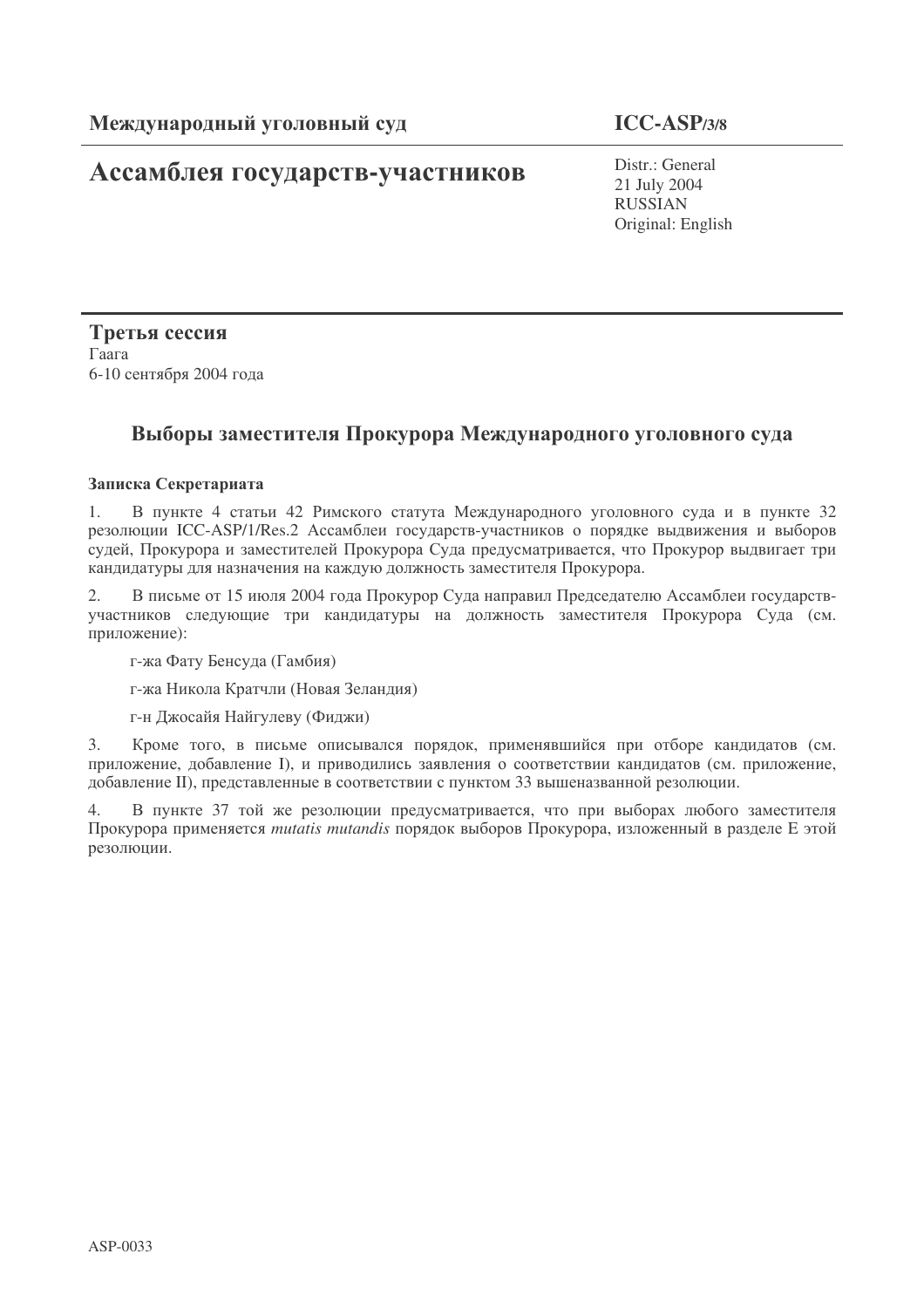**Международный уголовный суд**

**ICC-ASP/3/8**

# Ассамблея государств-участников

Distr.: General
21 July 2004
RUSSIAN
Original: English

**Третья сессия**
Гаага
6-10 сентября 2004 года

## Выборы заместителя Прокурора Международного уголовного суда

**Записка Секретариата**

1. В пункте 4 статьи 42 Римского статута Международного уголовного суда и в пункте 32 резолюции ICC-ASP/1/Res.2 Ассамблеи государств-участников о порядке выдвижения и выборов судей, Прокурора и заместителей Прокурора Суда предусматривается, что Прокурор выдвигает три кандидатуры для назначения на каждую должность заместителя Прокурора.

2. В письме от 15 июля 2004 года Прокурор Суда направил Председателю Ассамблеи государств-участников следующие три кандидатуры на должность заместителя Прокурора Суда (см. приложение):

г-жа Фату Бенсуда (Гамбия)

г-жа Никола Кратчли (Новая Зеландия)

г-н Джосайя Найгулеву (Фиджи)

3. Кроме того, в письме описывался порядок, применявшийся при отборе кандидатов (см. приложение, добавление I), и приводились заявления о соответствии кандидатов (см. приложение, добавление II), представленные в соответствии с пунктом 33 вышеназванной резолюции.

4. В пункте 37 той же резолюции предусматривается, что при выборах любого заместителя Прокурора применяется *mutatis mutandis* порядок выборов Прокурора, изложенный в разделе E этой резолюции.

ASP-0033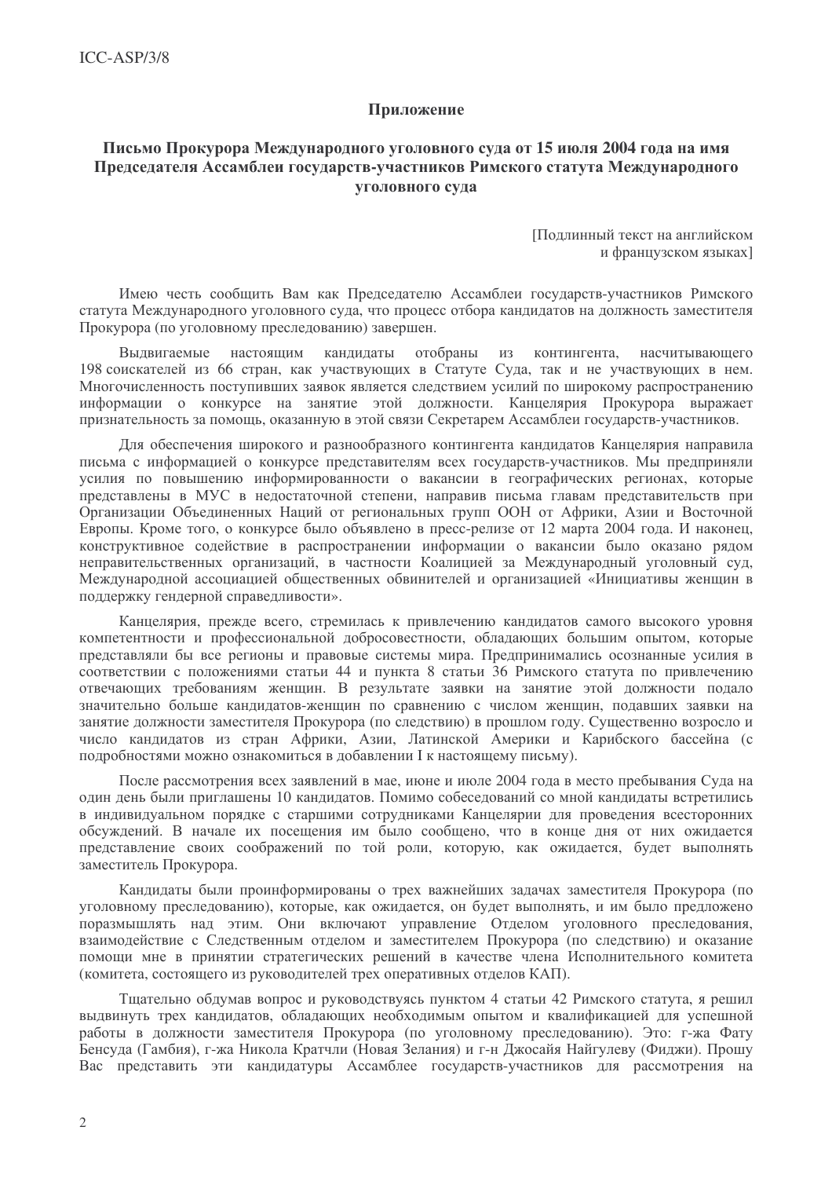## Приложение

## Письмо Прокурора Международного уголовного суда от 15 июля 2004 года на имя Председателя Ассамблеи государств-участников Римского статута Международного уголовного суда

[Подлинный текст на английском и французском языках]

Имею честь сообщить Вам как Председателю Ассамблеи государств-участников Римского статута Международного уголовного суда, что процесс отбора кандидатов на должность заместителя Прокурора (по уголовному преследованию) завершен.

Выдвигаемые настоящим кандидаты отобраны из контингента, насчитывающего 198 соискателей из 66 стран, как участвующих в Статуте Суда, так и не участвующих в нем. Многочисленность поступивших заявок является следствием усилий по широкому распространению информации о конкурсе на занятие этой должности. Канцелярия Прокурора выражает признательность за помощь, оказанную в этой связи Секретарем Ассамблеи государств-участников.

Для обеспечения широкого и разнообразного контингента кандидатов Канцелярия направила письма с информацией о конкурсе представителям всех государств-участников. Мы предприняли усилия по повышению информированности о вакансии в географических регионах, которые представлены в МУС в недостаточной степени, направив письма главам представительств при Организации Объединенных Наций от региональных групп ООН от Африки, Азии и Восточной Европы. Кроме того, о конкурсе было объявлено в пресс-релизе от 12 марта 2004 года. И наконец, конструктивное содействие в распространении информации о вакансии было оказано рядом неправительственных организаций, в частности Коалицией за Международный уголовный суд, Международной ассоциацией общественных обвинителей и организацией «Инициативы женщин в поддержку гендерной справедливости».

Канцелярия, прежде всего, стремилась к привлечению кандидатов самого высокого уровня компетентности и профессиональной добросовестности, обладающих большим опытом, которые представляли бы все регионы и правовые системы мира. Предпринимались осознанные усилия в соответствии с положениями статьи 44 и пункта 8 статьи 36 Римского статута по привлечению отвечающих требованиям женщин. В результате заявки на занятие этой должности подало значительно больше кандидатов-женщин по сравнению с числом женщин, подавших заявки на занятие должности заместителя Прокурора (по следствию) в прошлом году. Существенно возросло и число кандидатов из стран Африки, Азии, Латинской Америки и Карибского бассейна (с подробностями можно ознакомиться в добавлении I к настоящему письму).

После рассмотрения всех заявлений в мае, июне и июле 2004 года в место пребывания Суда на один день были приглашены 10 кандидатов. Помимо собеседований со мной кандидаты встретились в индивидуальном порядке с старшими сотрудниками Канцелярии для проведения всесторонних обсуждений. В начале их посещения им было сообщено, что в конце дня от них ожидается представление своих соображений по той роли, которую, как ожидается, будет выполнять заместитель Прокурора.

Кандидаты были проинформированы о трех важнейших задачах заместителя Прокурора (по уголовному преследованию), которые, как ожидается, он будет выполнять, и им было предложено поразмышлять над этим. Они включают управление Отделом уголовного преследования, взаимодействие с Следственным отделом и заместителем Прокурора (по следствию) и оказание помощи мне в принятии стратегических решений в качестве члена Исполнительного комитета (комитета, состоящего из руководителей трех оперативных отделов КАП).

Тщательно обдумав вопрос и руководствуясь пунктом 4 статьи 42 Римского статута, я решил выдвинуть трех кандидатов, обладающих необходимым опытом и квалификацией для успешной работы в должности заместителя Прокурора (по уголовному преследованию). Это: г-жа Фату Бенсуда (Гамбия), г-жа Никола Кратчли (Новая Зелания) и г-н Джосайя Найгулеву (Фиджи). Прошу Вас представить эти кандидатуры Ассамблее государств-участников для рассмотрения на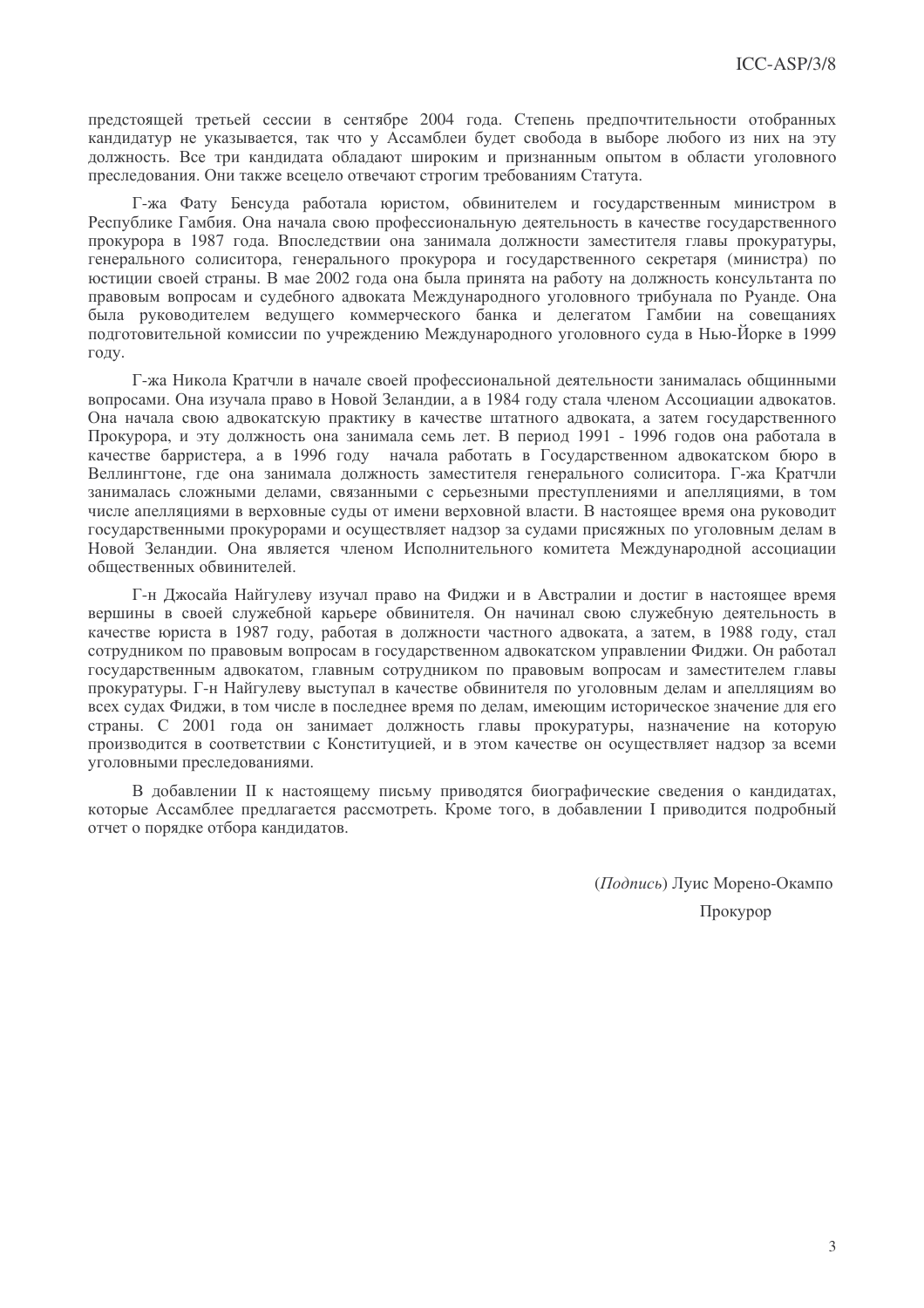предстоящей третьей сессии в сентябре 2004 года. Степень предпочтительности отобранных кандидатур не указывается, так что у Ассамблеи будет свобода в выборе любого из них на эту должность. Все три кандидата обладают широким и признанным опытом в области уголовного преследования. Они также всецело отвечают строгим требованиям Статута.

Г-жа Фату Бенсуда работала юристом, обвинителем и государственным министром в Республике Гамбия. Она начала свою профессиональную деятельность в качестве государственного прокурора в 1987 года. Впоследствии она занимала должности заместителя главы прокуратуры, генерального солиситора, генерального прокурора и государственного секретаря (министра) по юстиции своей страны. В мае 2002 года она была принята на работу на должность консультанта по правовым вопросам и судебного адвоката Международного уголовного трибунала по Руанде. Она была руководителем ведущего коммерческого банка и делегатом Гамбии на совещаниях подготовительной комиссии по учреждению Международного уголовного суда в Нью-Йорке в 1999 году.

Г-жа Никола Кратчли в начале своей профессиональной деятельности занималась общинными вопросами. Она изучала право в Новой Зеландии, а в 1984 году стала членом Ассоциации адвокатов. Она начала свою адвокатскую практику в качестве штатного адвоката, а затем государственного Прокурора, и эту должность она занимала семь лет. В период 1991 - 1996 годов она работала в качестве барристера, а в 1996 году начала работать в Государственном адвокатском бюро в Веллингтоне, где она занимала должность заместителя генерального солиситора. Г-жа Кратчли занималась сложными делами, связанными с серьезными преступлениями и апелляциями, в том числе апелляциями в верховные суды от имени верховной власти. В настоящее время она руководит государственными прокурорами и осуществляет надзор за судами присяжных по уголовным делам в Новой Зеландии. Она является членом Исполнительного комитета Международной ассоциации общественных обвинителей.

Г-н Джосайа Найгулеву изучал право на Фиджи и в Австралии и достиг в настоящее время вершины в своей служебной карьере обвинителя. Он начинал свою служебную деятельность в качестве юриста в 1987 году, работая в должности частного адвоката, а затем, в 1988 году, стал сотрудником по правовым вопросам в государственном адвокатском управлении Фиджи. Он работал государственным адвокатом, главным сотрудником по правовым вопросам и заместителем главы прокуратуры. Г-н Найгулеву выступал в качестве обвинителя по уголовным делам и апелляциям во всех судах Фиджи, в том числе в последнее время по делам, имеющим историческое значение для его страны. С 2001 года он занимает должность главы прокуратуры, назначение на которую производится в соответствии с Конституцией, и в этом качестве он осуществляет надзор за всеми уголовными преследованиями.

В добавлении II к настоящему письму приводятся биографические сведения о кандидатах, которые Ассамблее предлагается рассмотреть. Кроме того, в добавлении I приводится подробный отчет о порядке отбора кандидатов.

(*Подпись*) Луис Морено-Окампо

Прокурор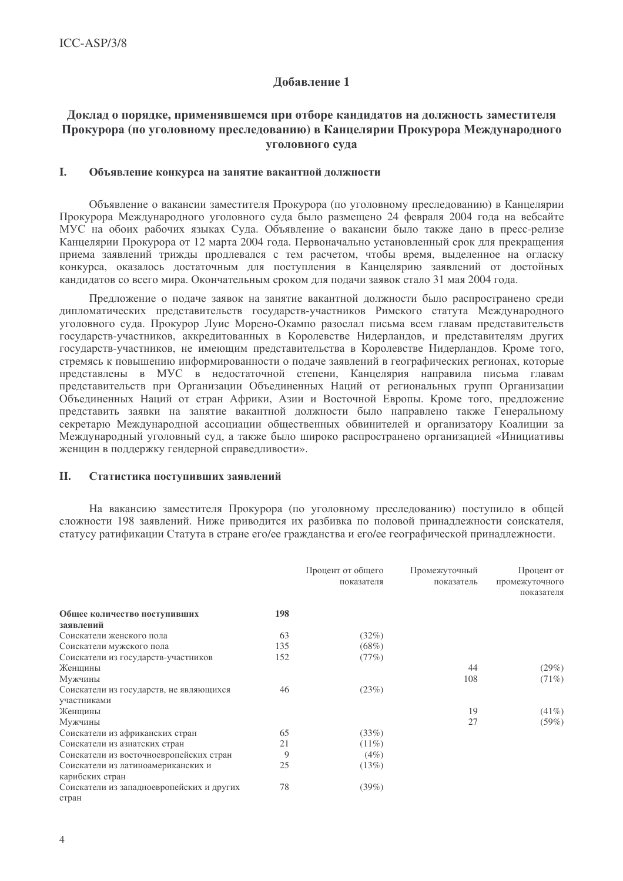## Добавление 1

## Доклад о порядке, применявшемся при отборе кандидатов на должность заместителя Прокурора (по уголовному преследованию) в Канцелярии Прокурора Международного уголовного суда

### I. Объявление конкурса на занятие вакантной должности

Объявление о вакансии заместителя Прокурора (по уголовному преследованию) в Канцелярии Прокурора Международного уголовного суда было размещено 24 февраля 2004 года на вебсайте МУС на обоих рабочих языках Суда. Объявление о вакансии было также дано в пресс-релизе Канцелярии Прокурора от 12 марта 2004 года. Первоначально установленный срок для прекращения приема заявлений трижды продлевался с тем расчетом, чтобы время, выделенное на огласку конкурса, оказалось достаточным для поступления в Канцелярию заявлений от достойных кандидатов со всего мира. Окончательным сроком для подачи заявок стало 31 мая 2004 года.

Предложение о подаче заявок на занятие вакантной должности было распространено среди дипломатических представительств государств-участников Римского статута Международного уголовного суда. Прокурор Луис Морено-Окампо разослал письма всем главам представительств государств-участников, аккредитованных в Королевстве Нидерландов, и представителям других государств-участников, не имеющим представительства в Королевстве Нидерландов. Кроме того, стремясь к повышению информированности о подаче заявлений в географических регионах, которые представлены в МУС в недостаточной степени, Канцелярия направила письма главам представительств при Организации Объединенных Наций от региональных групп Организации Объединенных Наций от стран Африки, Азии и Восточной Европы. Кроме того, предложение представить заявки на занятие вакантной должности было направлено также Генеральному секретарю Международной ассоциации общественных обвинителей и организатору Коалиции за Международный уголовный суд, а также было широко распространено организацией «Инициативы женщин в поддержку гендерной справедливости».

### II. Статистика поступивших заявлений

На вакансию заместителя Прокурора (по уголовному преследованию) поступило в общей сложности 198 заявлений. Ниже приводится их разбивка по половой принадлежности соискателя, статусу ратификации Статута в стране его/ее гражданства и его/ее географической принадлежности.

| | | Процент от общего показателя | Промежуточный показатель | Процент от промежуточного показателя |
|---|---|---|---|---|
| **Общее количество поступивших заявлений** | **198** | | | |
| Соискатели женского пола | 63 | (32%) | | |
| Соискатели мужского пола | 135 | (68%) | | |
| Соискатели из государств-участников | 152 | (77%) | | |
| Женщины | | | 44 | (29%) |
| Мужчины | | | 108 | (71%) |
| Соискатели из государств, не являющихся участниками | 46 | (23%) | | |
| Женщины | | | 19 | (41%) |
| Мужчины | | | 27 | (59%) |
| Соискатели из африканских стран | 65 | (33%) | | |
| Соискатели из азиатских стран | 21 | (11%) | | |
| Соискатели из восточноевропейских стран | 9 | (4%) | | |
| Соискатели из латиноамериканских и карибских стран | 25 | (13%) | | |
| Соискатели из западноевропейских и других стран | 78 | (39%) | | |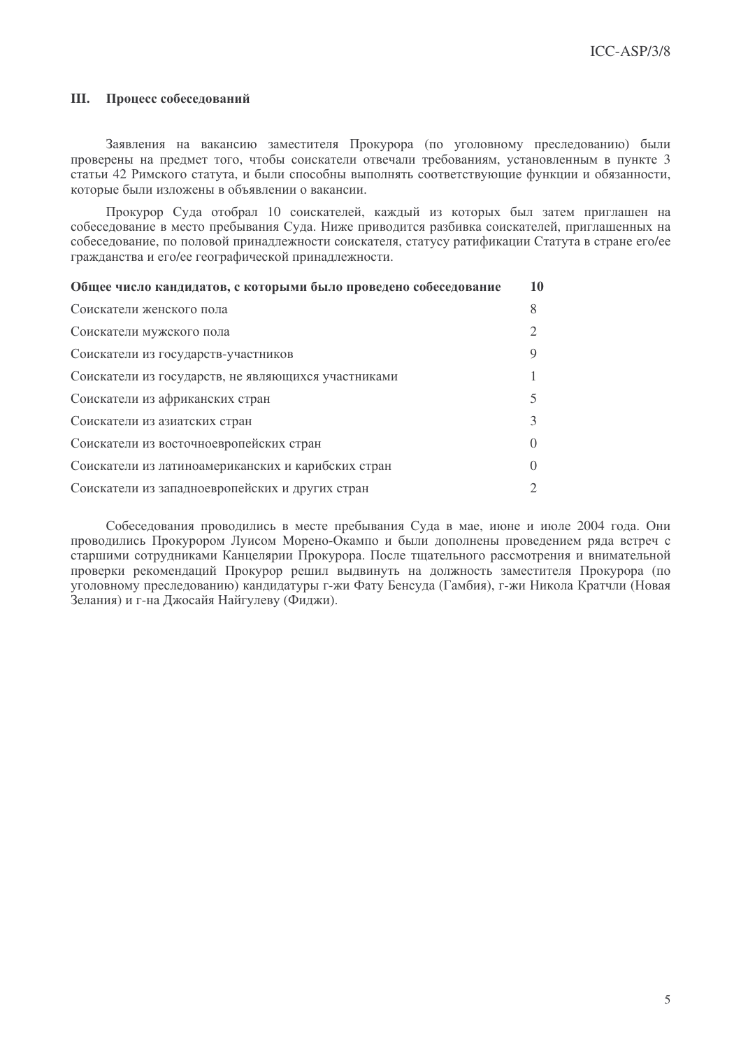## III. Процесс собеседований

Заявления на вакансию заместителя Прокурора (по уголовному преследованию) были проверены на предмет того, чтобы соискатели отвечали требованиям, установленным в пункте 3 статьи 42 Римского статута, и были способны выполнять соответствующие функции и обязанности, которые были изложены в объявлении о вакансии.

Прокурор Суда отобрал 10 соискателей, каждый из которых был затем приглашен на собеседование в место пребывания Суда. Ниже приводится разбивка соискателей, приглашенных на собеседование, по половой принадлежности соискателя, статусу ратификации Статута в стране его/ее гражданства и его/ее географической принадлежности.

| **Общее число кандидатов, с которыми было проведено собеседование** | **10** |
|---|---|
| Соискатели женского пола | 8 |
| Соискатели мужского пола | 2 |
| Соискатели из государств-участников | 9 |
| Соискатели из государств, не являющихся участниками | 1 |
| Соискатели из африканских стран | 5 |
| Соискатели из азиатских стран | 3 |
| Соискатели из восточноевропейских стран | 0 |
| Соискатели из латиноамериканских и карибских стран | 0 |
| Соискатели из западноевропейских и других стран | 2 |

Собеседования проводились в месте пребывания Суда в мае, июне и июле 2004 года. Они проводились Прокурором Луисом Морено-Окампо и были дополнены проведением ряда встреч со старшими сотрудниками Канцелярии Прокурора. После тщательного рассмотрения и внимательной проверки рекомендаций Прокурор решил выдвинуть на должность заместителя Прокурора (по уголовному преследованию) кандидатуры г-жи Фату Бенсуда (Гамбия), г-жи Никола Кратчли (Новая Зелания) и г-на Джосайя Найгулеву (Фиджи).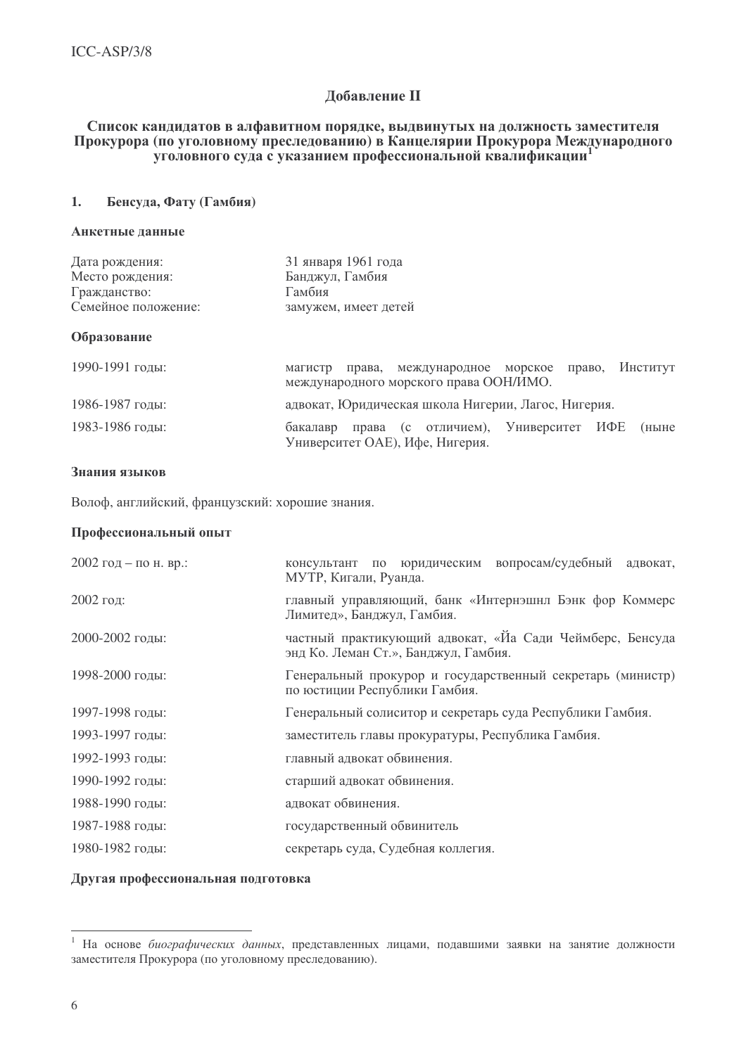## Добавление II

### Список кандидатов в алфавитном порядке, выдвинутых на должность заместителя Прокурора (по уголовному преследованию) в Канцелярии Прокурора Международного уголовного суда с указанием профессиональной квалификации[1]

### 1. Бенсуда, Фату (Гамбия)

#### Анкетные данные

| | |
|---|---|
| Дата рождения: | 31 января 1961 года |
| Место рождения: | Банджул, Гамбия |
| Гражданство: | Гамбия |
| Семейное положение: | замужем, имеет детей |

#### Образование

| | |
|---|---|
| 1990-1991 годы: | магистр права, международное морское право, Институт международного морского права ООН/ИМО. |
| 1986-1987 годы: | адвокат, Юридическая школа Нигерии, Лагос, Нигерия. |
| 1983-1986 годы: | бакалавр права (с отличием), Университет ИФЕ (ныне Университет ОАЕ), Ифе, Нигерия. |

#### Знания языков

Волоф, английский, французский: хорошие знания.

#### Профессиональный опыт

| | |
|---|---|
| 2002 год – по н. вр.: | консультант по юридическим вопросам/судебный адвокат, МУТР, Кигали, Руанда. |
| 2002 год: | главный управляющий, банк «Интернэшнл Бэнк фор Коммерс Лимитед», Банджул, Гамбия. |
| 2000-2002 годы: | частный практикующий адвокат, «Йа Сади Чеймберс, Бенсуда энд Ко. Леман Ст.», Банджул, Гамбия. |
| 1998-2000 годы: | Генеральный прокурор и государственный секретарь (министр) по юстиции Республики Гамбия. |
| 1997-1998 годы: | Генеральный солиситор и секретарь суда Республики Гамбия. |
| 1993-1997 годы: | заместитель главы прокуратуры, Республика Гамбия. |
| 1992-1993 годы: | главный адвокат обвинения. |
| 1990-1992 годы: | старший адвокат обвинения. |
| 1988-1990 годы: | адвокат обвинения. |
| 1987-1988 годы: | государственный обвинитель |
| 1980-1982 годы: | секретарь суда, Судебная коллегия. |

#### Другая профессиональная подготовка

---

[1] На основе *биографических данных*, представленных лицами, подавшими заявки на занятие должности заместителя Прокурора (по уголовному преследованию).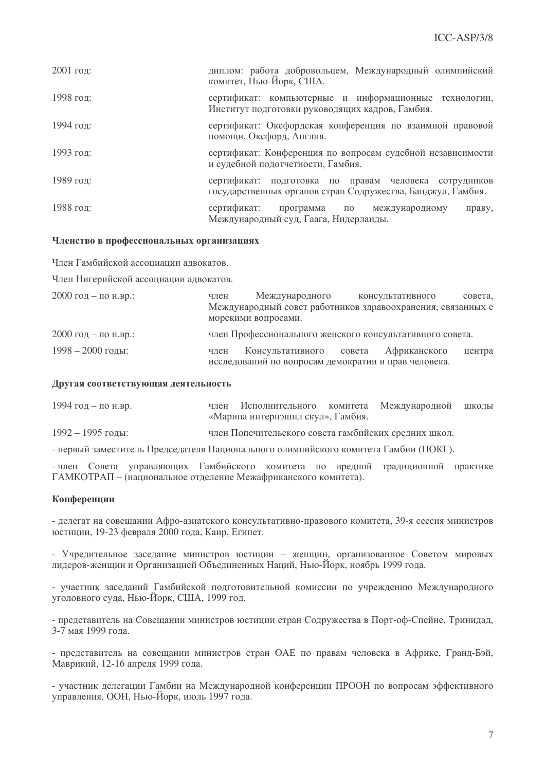| | |
|---|---|
| 2001 год: | диплом: работа добровольцем, Международный олимпийский комитет, Нью-Йорк, США. |
| 1998 год: | сертификат: компьютерные и информационные технологии, Институт подготовки руководящих кадров, Гамбия. |
| 1994 год: | сертификат: Оксфордская конференция по взаимной правовой помощи, Оксфорд, Англия. |
| 1993 год: | сертификат: Конференция по вопросам судебной независимости и судебной подотчетности, Гамбия. |
| 1989 год: | сертификат: подготовка по правам человека сотрудников государственных органов стран Содружества, Банджул, Гамбия. |
| 1988 год: | сертификат: программа по международному праву, Международный суд, Гаага, Нидерланды. |

**Членство в профессиональных организациях**

Член Гамбийской ассоциации адвокатов.

Член Нигерийской ассоциации адвокатов.

| | |
|---|---|
| 2000 год – по н.вр.: | член Международного консультативного совета, Международный совет работников здравоохранения, связанных с морскими вопросами. |
| 2000 год – по н.вр.: | член Профессионального женского консультативного совета. |
| 1998 – 2000 годы: | член Консультативного совета Африканского центра исследований по вопросам демократии и прав человека. |

**Другая соответствующая деятельность**

| | |
|---|---|
| 1994 год – по н.вр. | член Исполнительного комитета Международной школы «Марина интернэшнл скул», Гамбия. |
| 1992 – 1995 годы: | член Попечительского совета гамбийских средних школ. |

- первый заместитель Председателя Национального олимпийского комитета Гамбии (НОКГ).

- член Совета управляющих Гамбийского комитета по вредной традиционной практике ГАМКОТРАП – (национальное отделение Межафриканского комитета).

**Конференции**

- делегат на совещании Афро-азиатского консультативно-правового комитета, 39-я сессия министров юстиции, 19-23 февраля 2000 года, Каир, Египет.

- Учредительное заседание министров юстиции – женщин, организованное Советом мировых лидеров-женщин и Организацией Объединенных Наций, Нью-Йорк, ноябрь 1999 года.

- участник заседаний Гамбийской подготовительной комиссии по учреждению Международного уголовного суда, Нью-Йорк, США, 1999 год.

- представитель на Совещании министров юстиции стран Содружества в Порт-оф-Спейне, Тринидад, 3-7 мая 1999 года.

- представитель на совещании министров стран ОАЕ по правам человека в Африке, Гранд-Бэй, Маврикий, 12-16 апреля 1999 года.

- участник делегации Гамбии на Международной конференции ПРООН по вопросам эффективного управления, ООН, Нью-Йорк, июль 1997 года.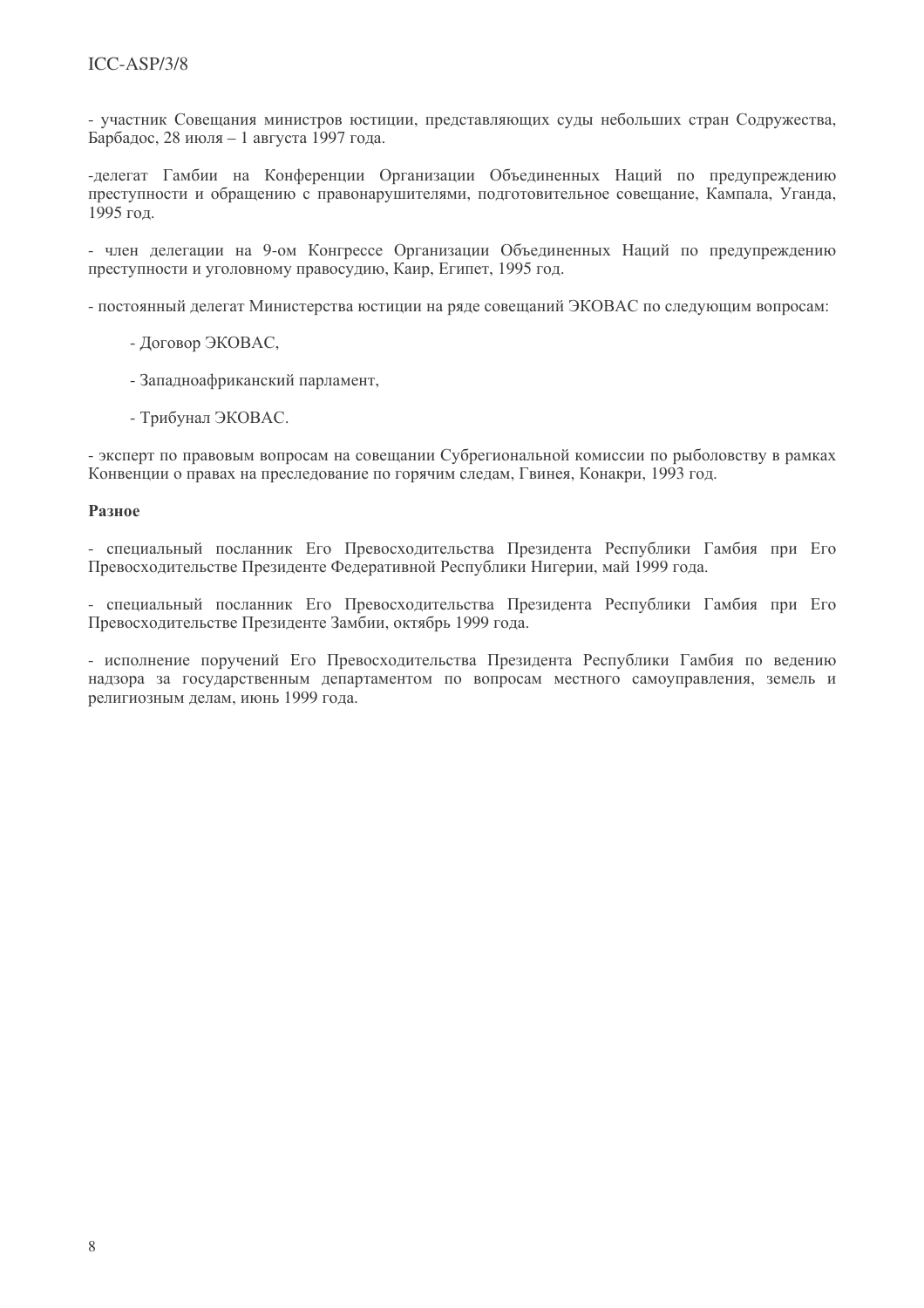- участник Совещания министров юстиции, представляющих суды небольших стран Содружества, Барбадос, 28 июля – 1 августа 1997 года.

-делегат Гамбии на Конференции Организации Объединенных Наций по предупреждению преступности и обращению с правонарушителями, подготовительное совещание, Кампала, Уганда, 1995 год.

- член делегации на 9-ом Конгрессе Организации Объединенных Наций по предупреждению преступности и уголовному правосудию, Каир, Египет, 1995 год.

- постоянный делегат Министерства юстиции на ряде совещаний ЭКОВАС по следующим вопросам:

  - Договор ЭКОВАС,

  - Западноафриканский парламент,

  - Трибунал ЭКОВАС.

- эксперт по правовым вопросам на совещании Субрегиональной комиссии по рыболовству в рамках Конвенции о правах на преследование по горячим следам, Гвинея, Конакри, 1993 год.

**Разное**

- специальный посланник Его Превосходительства Президента Республики Гамбия при Его Превосходительстве Президенте Федеративной Республики Нигерии, май 1999 года.

- специальный посланник Его Превосходительства Президента Республики Гамбия при Его Превосходительстве Президенте Замбии, октябрь 1999 года.

- исполнение поручений Его Превосходительства Президента Республики Гамбия по ведению надзора за государственным департаментом по вопросам местного самоуправления, земель и религиозным делам, июнь 1999 года.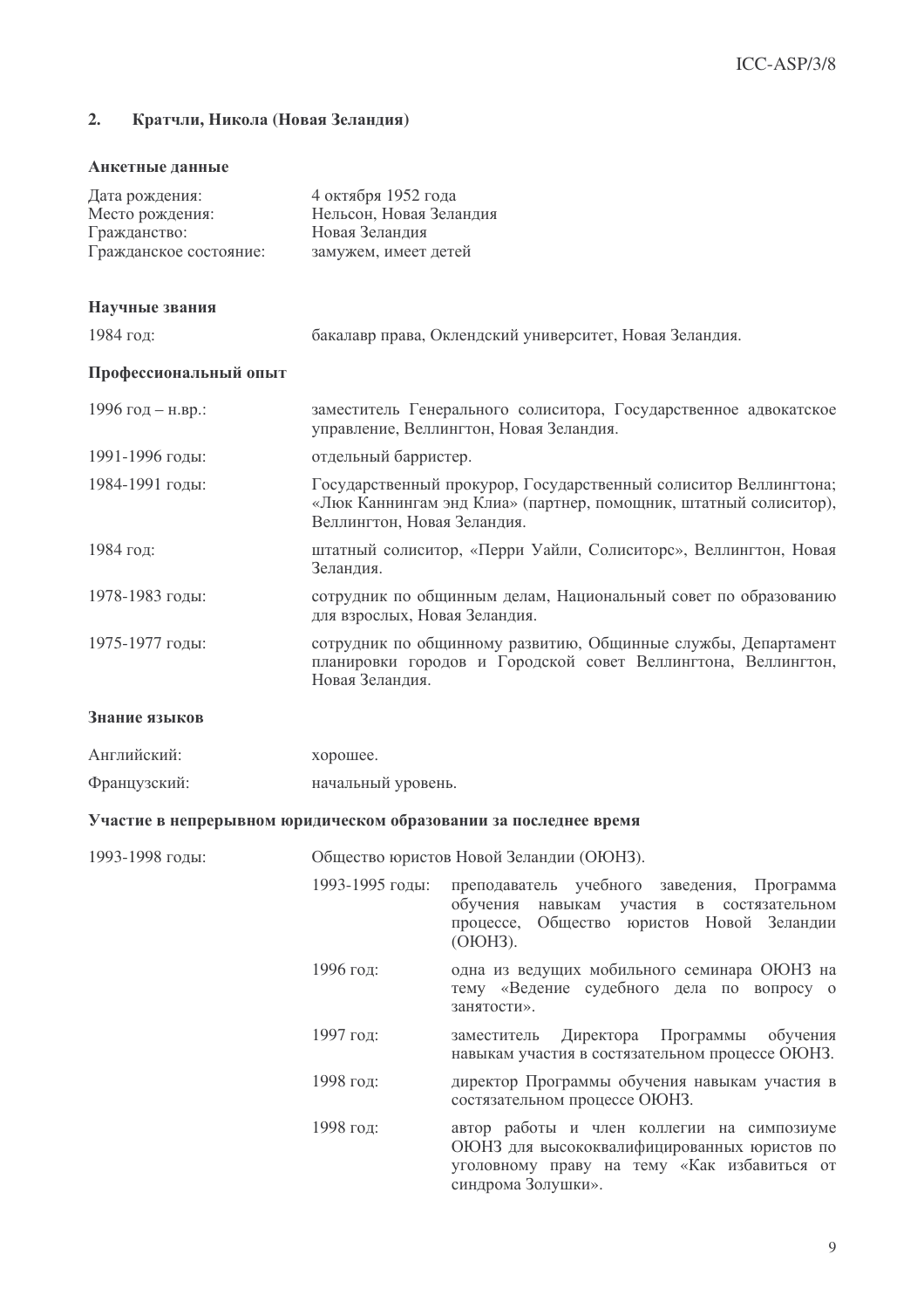## 2. Кратчли, Никола (Новая Зеландия)

### Анкетные данные

| | |
|---|---|
| Дата рождения: | 4 октября 1952 года |
| Место рождения: | Нельсон, Новая Зеландия |
| Гражданство: | Новая Зеландия |
| Гражданское состояние: | замужем, имеет детей |

### Научные звания

| | |
|---|---|
| 1984 год: | бакалавр права, Оклендский университет, Новая Зеландия. |

### Профессиональный опыт

| | |
|---|---|
| 1996 год – н.вр.: | заместитель Генерального солиситора, Государственное адвокатское управление, Веллингтон, Новая Зеландия. |
| 1991-1996 годы: | отдельный барристер. |
| 1984-1991 годы: | Государственный прокурор, Государственный солиситор Веллингтона; «Люк Каннингам энд Клиа» (партнер, помощник, штатный солиситор), Веллингтон, Новая Зеландия. |
| 1984 год: | штатный солиситор, «Перри Уайли, Солиситорс», Веллингтон, Новая Зеландия. |
| 1978-1983 годы: | сотрудник по общинным делам, Национальный совет по образованию для взрослых, Новая Зеландия. |
| 1975-1977 годы: | сотрудник по общинному развитию, Общинные службы, Департамент планировки городов и Городской совет Веллингтона, Веллингтон, Новая Зеландия. |

### Знание языков

| | |
|---|---|
| Английский: | хорошее. |
| Французский: | начальный уровень. |

### Участие в непрерывном юридическом образовании за последнее время

1993-1998 годы: Общество юристов Новой Зеландии (ОЮНЗ).

| | |
|---|---|
| 1993-1995 годы: | преподаватель учебного заведения, Программа обучения навыкам участия в состязательном процессе, Общество юристов Новой Зеландии (ОЮНЗ). |
| 1996 год: | одна из ведущих мобильного семинара ОЮНЗ на тему «Ведение судебного дела по вопросу о занятости». |
| 1997 год: | заместитель Директора Программы обучения навыкам участия в состязательном процессе ОЮНЗ. |
| 1998 год: | директор Программы обучения навыкам участия в состязательном процессе ОЮНЗ. |
| 1998 год: | автор работы и член коллегии на симпозиуме ОЮНЗ для высококвалифицированных юристов по уголовному праву на тему «Как избавиться от синдрома Золушки». |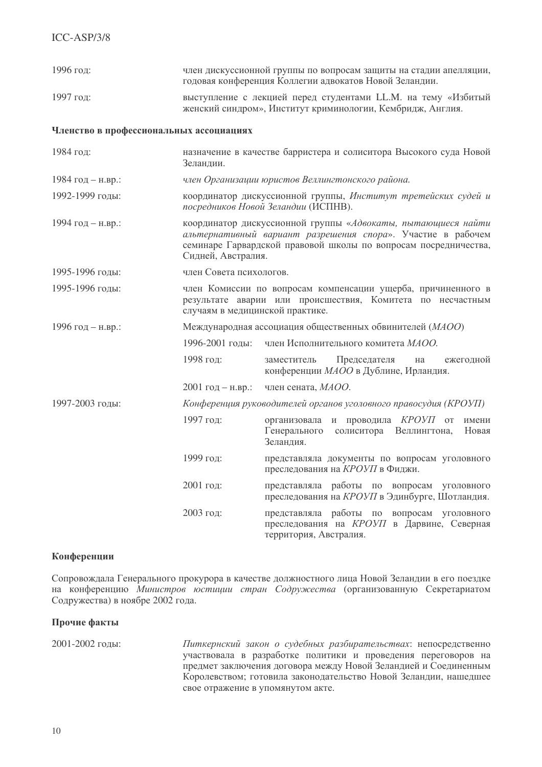| | |
|---|---|
| 1996 год: | член дискуссионной группы по вопросам защиты на стадии апелляции, годовая конференция Коллегии адвокатов Новой Зеландии. |
| 1997 год: | выступление с лекцией перед студентами LL.M. на тему «Избитый женский синдром», Институт криминологии, Кембридж, Англия. |

**Членство в профессиональных ассоциациях**

| | | |
|---|---|---|
| 1984 год: | назначение в качестве барристера и солиситора Высокого суда Новой Зеландии. | |
| 1984 год – н.вр.: | *член Организации юристов Веллингтонского района.* | |
| 1992-1999 годы: | координатор дискуссионной группы, *Институт третейских судей и посредников Новой Зеландии* (ИСПНВ). | |
| 1994 год – н.вр.: | координатор дискуссионной группы «*Адвокаты, пытающиеся найти альтернативный вариант разрешения спора*». Участие в рабочем семинаре Гарвардской правовой школы по вопросам посредничества, Сидней, Австралия. | |
| 1995-1996 годы: | член Совета психологов. | |
| 1995-1996 годы: | член Комиссии по вопросам компенсации ущерба, причиненного в результате аварии или происшествия, Комитета по несчастным случаям в медицинской практике. | |
| 1996 год – н.вр.: | Международная ассоциация общественных обвинителей (*МАОО*) | |
| | 1996-2001 годы: | член Исполнительного комитета *МАОО.* |
| | 1998 год: | заместитель Председателя на ежегодной конференции *МАОО* в Дублине, Ирландия. |
| | 2001 год – н.вр.: | член сената, *МАОО*. |
| 1997-2003 годы: | *Конференция руководителей органов уголовного правосудия (КРОУП)* | |
| | 1997 год: | организовала и проводила *КРОУП* от имени Генерального солиситора Веллингтона, Новая Зеландия. |
| | 1999 год: | представляла документы по вопросам уголовного преследования на *КРОУП* в Фиджи. |
| | 2001 год: | представляла работы по вопросам уголовного преследования на *КРОУП* в Эдинбурге, Шотландия. |
| | 2003 год: | представляла работы по вопросам уголовного преследования на *КРОУП* в Дарвине, Северная территория, Австралия. |

**Конференции**

Сопровождала Генерального прокурора в качестве должностного лица Новой Зеландии в его поездке на конференцию *Министров юстиции стран Содружества* (организованную Секретариатом Содружества) в ноябре 2002 года.

**Прочие факты**

| | |
|---|---|
| 2001-2002 годы: | *Питкернский закон о судебных разбирательствах*: непосредственно участвовала в разработке политики и проведения переговоров на предмет заключения договора между Новой Зеландией и Соединенным Королевством; готовила законодательство Новой Зеландии, нашедшее свое отражение в упомянутом акте. |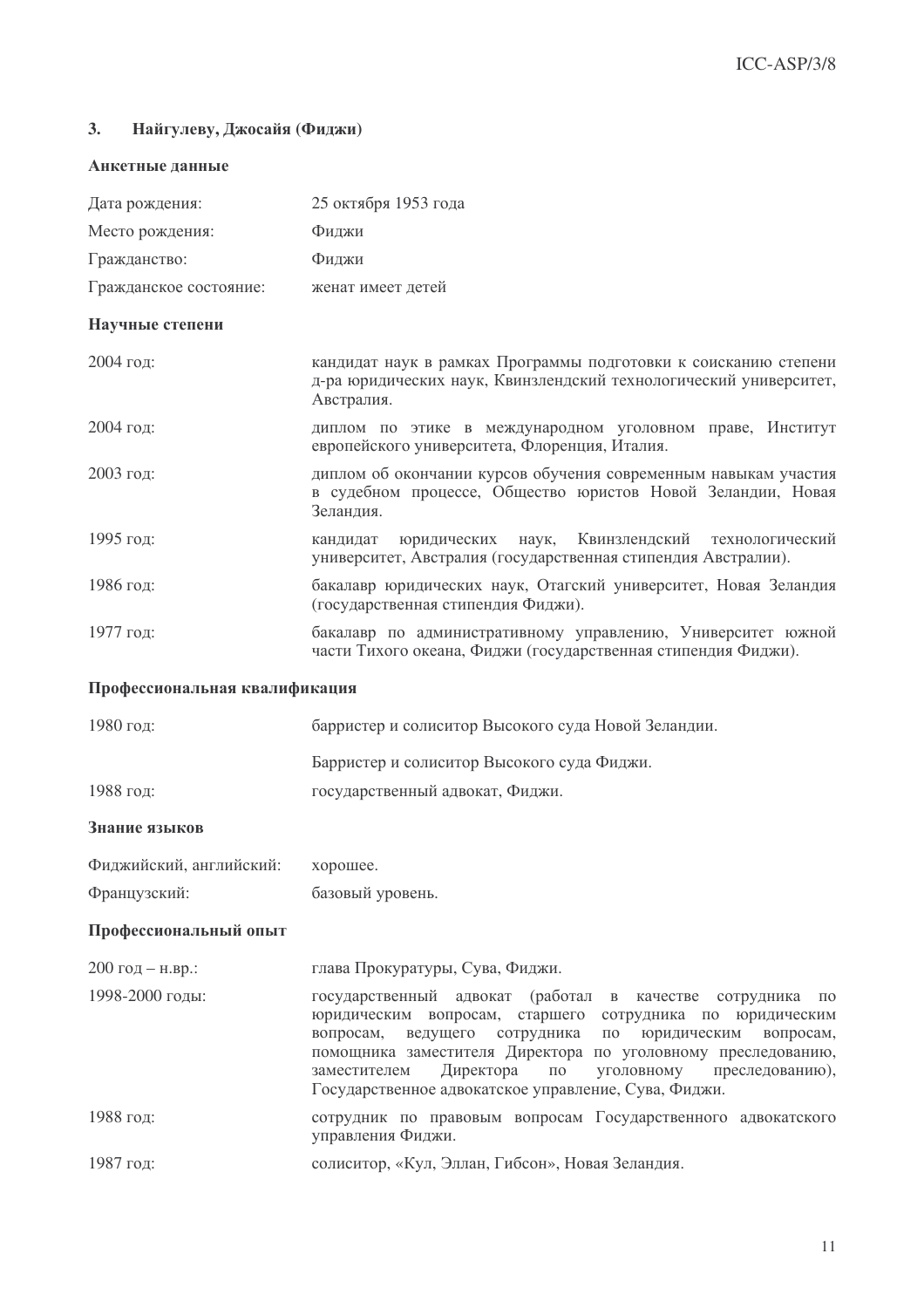## 3. Найгулеву, Джосайя (Фиджи)

### Анкетные данные

| | |
|---|---|
| Дата рождения: | 25 октября 1953 года |
| Место рождения: | Фиджи |
| Гражданство: | Фиджи |
| Гражданское состояние: | женат имеет детей |

### Научные степени

| | |
|---|---|
| 2004 год: | кандидат наук в рамках Программы подготовки к соисканию степени д-ра юридических наук, Квинзлендский технологический университет, Австралия. |
| 2004 год: | диплом по этике в международном уголовном праве, Институт европейского университета, Флоренция, Италия. |
| 2003 год: | диплом об окончании курсов обучения современным навыкам участия в судебном процессе, Общество юристов Новой Зеландии, Новая Зеландия. |
| 1995 год: | кандидат юридических наук, Квинзлендский технологический университет, Австралия (государственная стипендия Австралии). |
| 1986 год: | бакалавр юридических наук, Отагский университет, Новая Зеландия (государственная стипендия Фиджи). |
| 1977 год: | бакалавр по административному управлению, Университет южной части Тихого океана, Фиджи (государственная стипендия Фиджи). |

### Профессиональная квалификация

| | |
|---|---|
| 1980 год: | барристер и солиситор Высокого суда Новой Зеландии. |
| | Барристер и солиситор Высокого суда Фиджи. |
| 1988 год: | государственный адвокат, Фиджи. |

### Знание языков

| | |
|---|---|
| Фиджийский, английский: | хорошее. |
| Французский: | базовый уровень. |

### Профессиональный опыт

| | |
|---|---|
| 200 год – н.вр.: | глава Прокуратуры, Сува, Фиджи. |
| 1998-2000 годы: | государственный адвокат (работал в качестве сотрудника по юридическим вопросам, старшего сотрудника по юридическим вопросам, ведущего сотрудника по юридическим вопросам, помощника заместителя Директора по уголовному преследованию, заместителем Директора по уголовному преследованию), Государственное адвокатское управление, Сува, Фиджи. |
| 1988 год: | сотрудник по правовым вопросам Государственного адвокатского управления Фиджи. |
| 1987 год: | солиситор, «Кул, Эллан, Гибсон», Новая Зеландия. |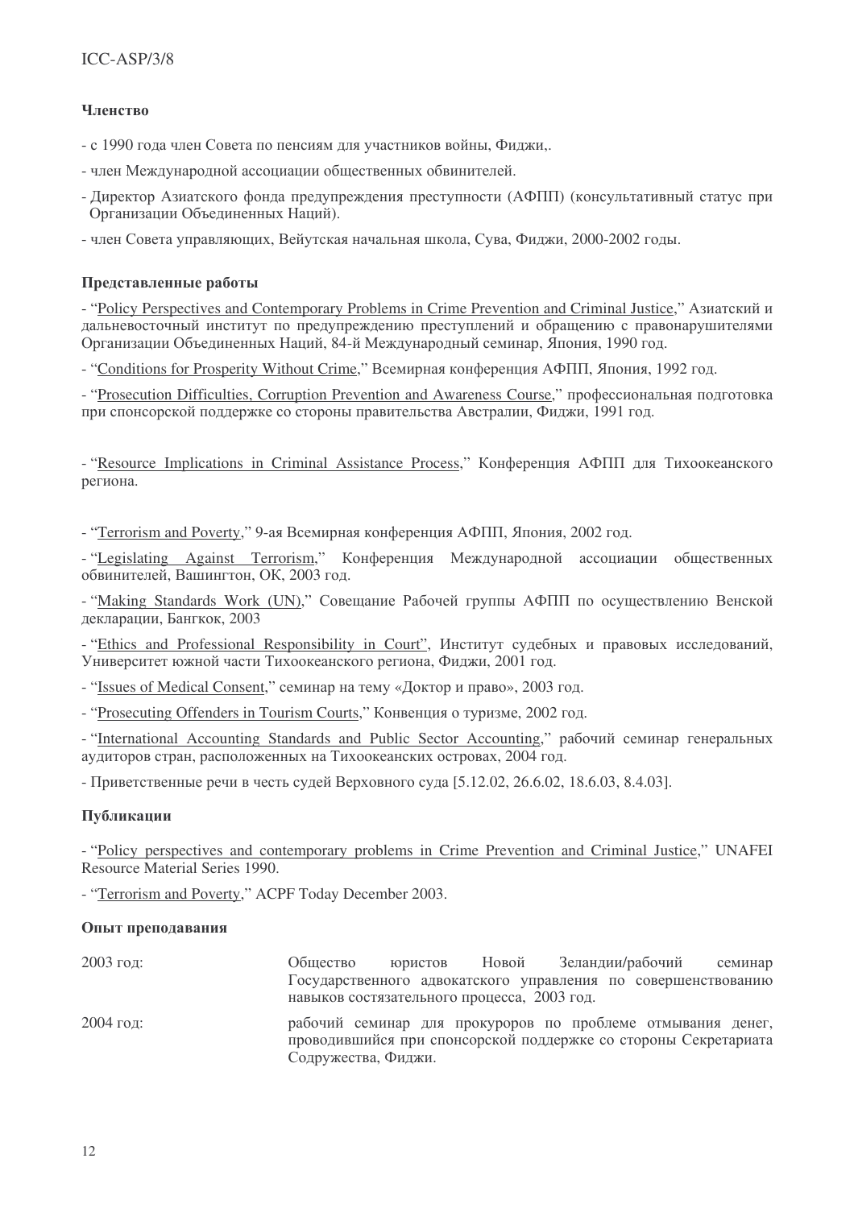**Членство**

- с 1990 года член Совета по пенсиям для участников войны, Фиджи,.

- член Международной ассоциации общественных обвинителей.

- Директор Азиатского фонда предупреждения преступности (АФПП) (консультативный статус при Организации Объединенных Наций).

- член Совета управляющих, Вейутская начальная школа, Сува, Фиджи, 2000-2002 годы.

**Представленные работы**

- "Policy Perspectives and Contemporary Problems in Crime Prevention and Criminal Justice," Азиатский и дальневосточный институт по предупреждению преступлений и обращению с правонарушителями Организации Объединенных Наций, 84-й Международный семинар, Япония, 1990 год.

- "Conditions for Prosperity Without Crime," Всемирная конференция АФПП, Япония, 1992 год.

- "Prosecution Difficulties, Corruption Prevention and Awareness Course," профессиональная подготовка при спонсорской поддержке со стороны правительства Австралии, Фиджи, 1991 год.

- "Resource Implications in Criminal Assistance Process," Конференция АФПП для Тихоокеанского региона.

- "Terrorism and Poverty," 9-ая Всемирная конференция АФПП, Япония, 2002 год.

- "Legislating Against Terrorism," Конференция Международной ассоциации общественных обвинителей, Вашингтон, ОК, 2003 год.

- "Making Standards Work (UN)," Совещание Рабочей группы АФПП по осуществлению Венской декларации, Бангкок, 2003

- "Ethics and Professional Responsibility in Court", Институт судебных и правовых исследований, Университет южной части Тихоокеанского региона, Фиджи, 2001 год.

- "Issues of Medical Consent," семинар на тему «Доктор и право», 2003 год.

- "Prosecuting Offenders in Tourism Courts," Конвенция о туризме, 2002 год.

- "International Accounting Standards and Public Sector Accounting," рабочий семинар генеральных аудиторов стран, расположенных на Тихоокеанских островах, 2004 год.

- Приветственные речи в честь судей Верховного суда [5.12.02, 26.6.02, 18.6.03, 8.4.03].

**Публикации**

- "Policy perspectives and contemporary problems in Crime Prevention and Criminal Justice," UNAFEI Resource Material Series 1990.

- "Terrorism and Poverty," ACPF Today December 2003.

**Опыт преподавания**

| | |
|---|---|
| 2003 год: | Общество юристов Новой Зеландии/рабочий семинар Государственного адвокатского управления по совершенствованию навыков состязательного процесса, 2003 год. |
| 2004 год: | рабочий семинар для прокуроров по проблеме отмывания денег, проводившийся при спонсорской поддержке со стороны Секретариата Содружества, Фиджи. |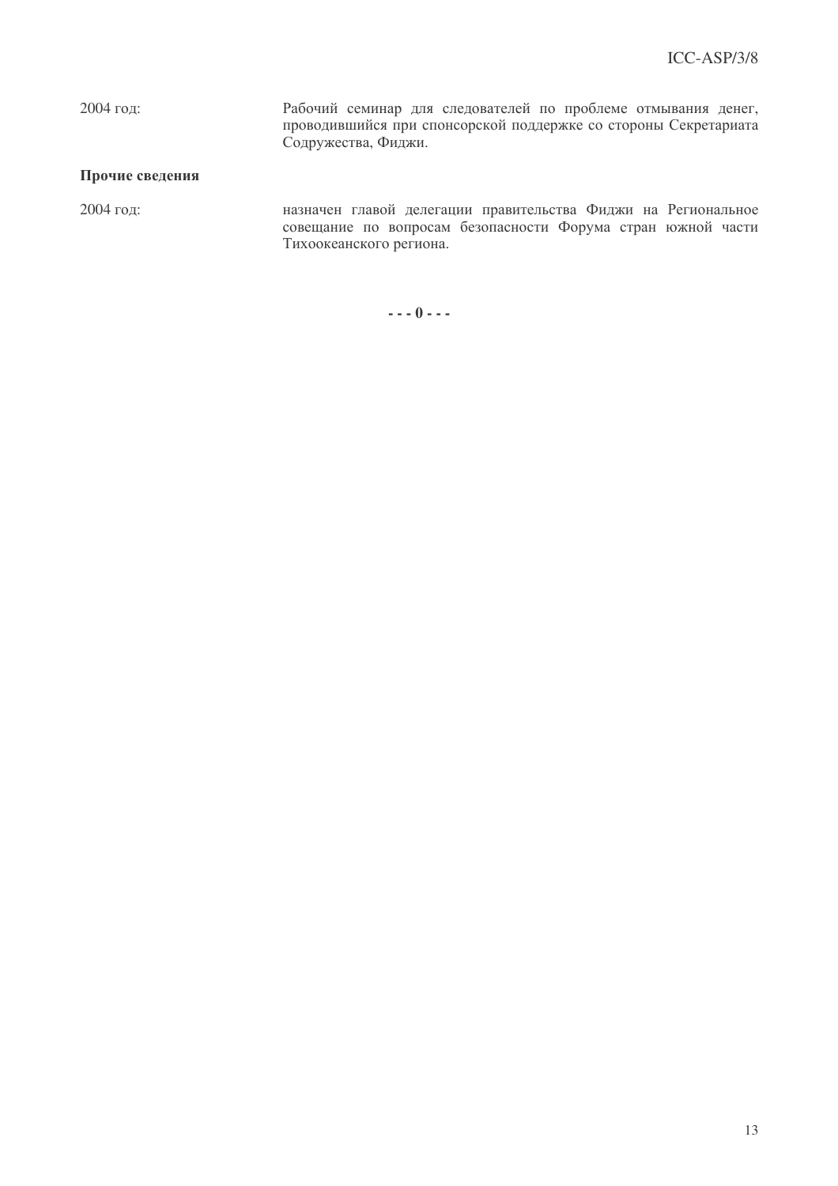| | |
|---|---|
| 2004 год: | Рабочий семинар для следователей по проблеме отмывания денег, проводившийся при спонсорской поддержке со стороны Секретариата Содружества, Фиджи. |

**Прочие сведения**

| | |
|---|---|
| 2004 год: | назначен главой делегации правительства Фиджи на Региональное совещание по вопросам безопасности Форума стран южной части Тихоокеанского региона. |

**- - - 0 - - -**